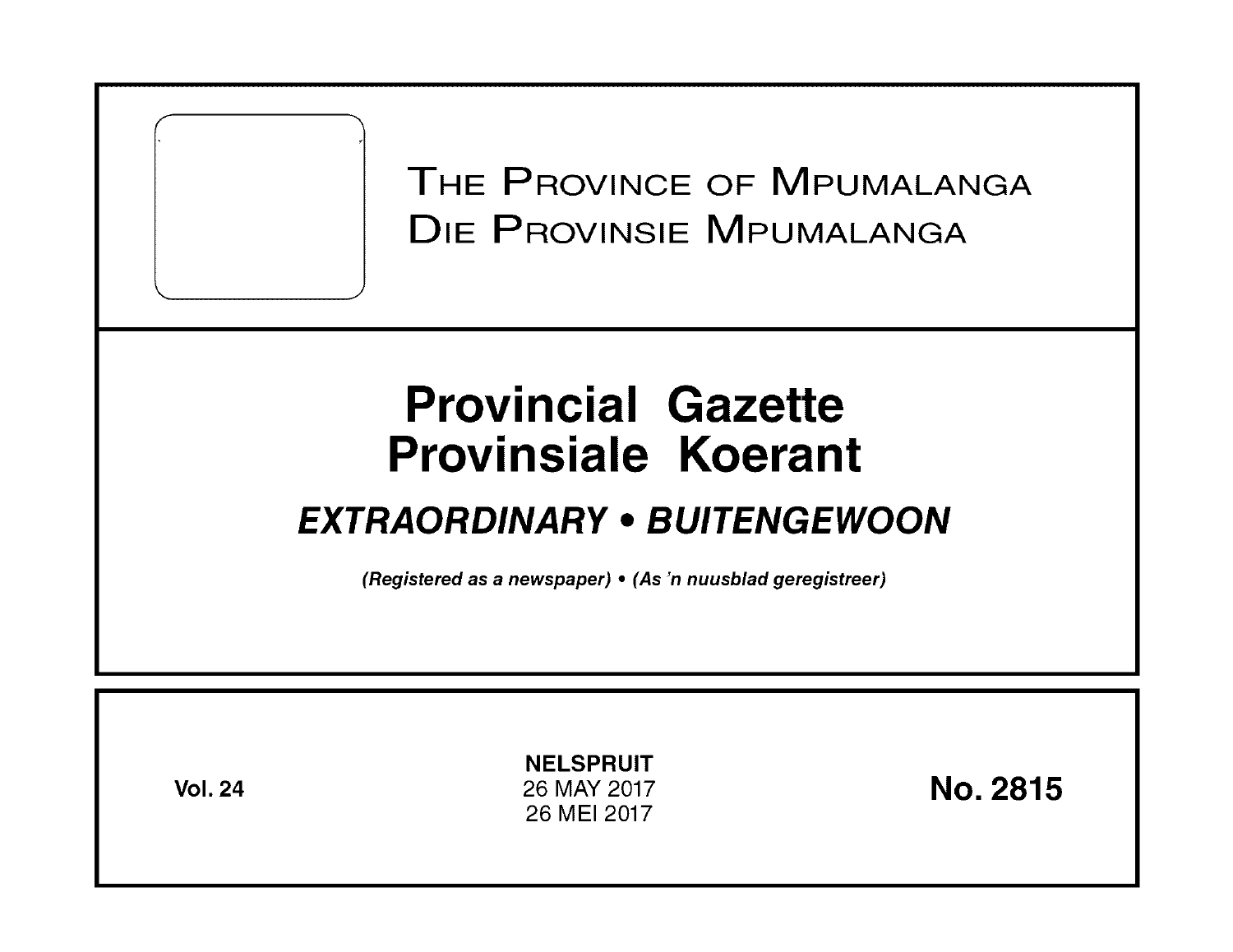# The Province of Mpumalanga
# Die Provinsie Mpumalanga

# Provincial Gazette
# Provinsiale Koerant

## *EXTRAORDINARY • BUITENGEWOON*

*(Registered as a newspaper) • (As 'n nuusblad geregistreer)*

**Vol. 24**

**NELSPRUIT**
26 MAY 2017
26 MEI 2017

**No. 2815**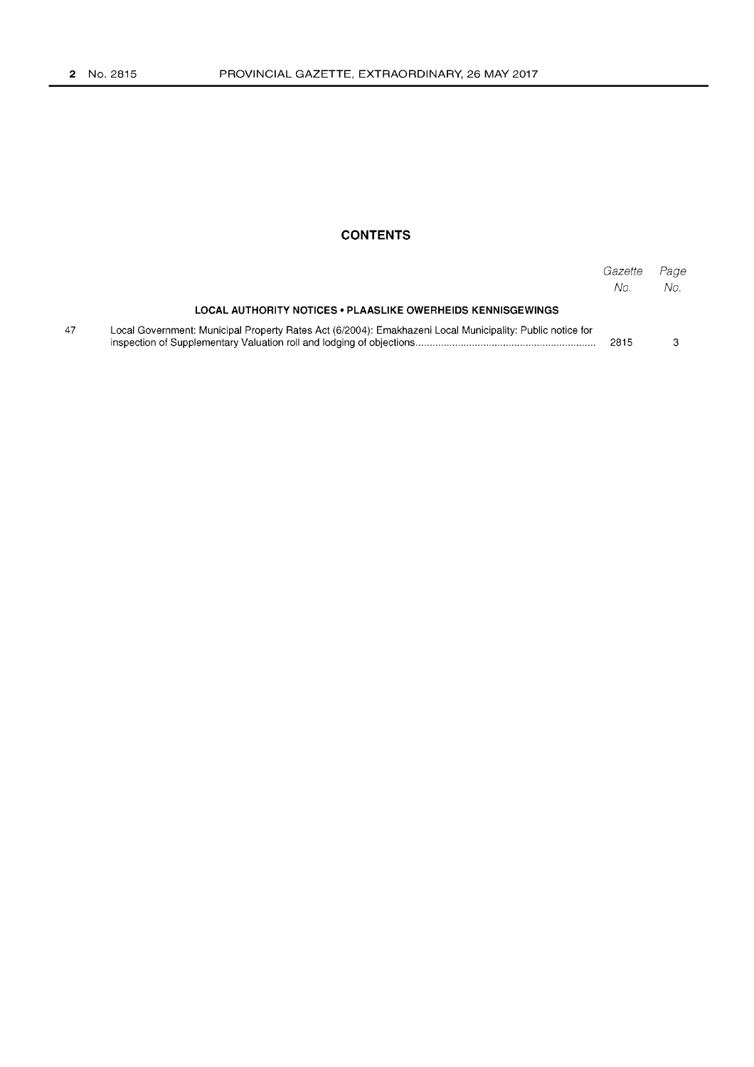## CONTENTS

| | | Gazette No. | Page No. |
|---|---|---|---|
| | **LOCAL AUTHORITY NOTICES • PLAASLIKE OWERHEIDS KENNISGEWINGS** | | |
| 47 | Local Government: Municipal Property Rates Act (6/2004): Emakhazeni Local Municipality: Public notice for inspection of Supplementary Valuation roll and lodging of objections | 2815 | 3 |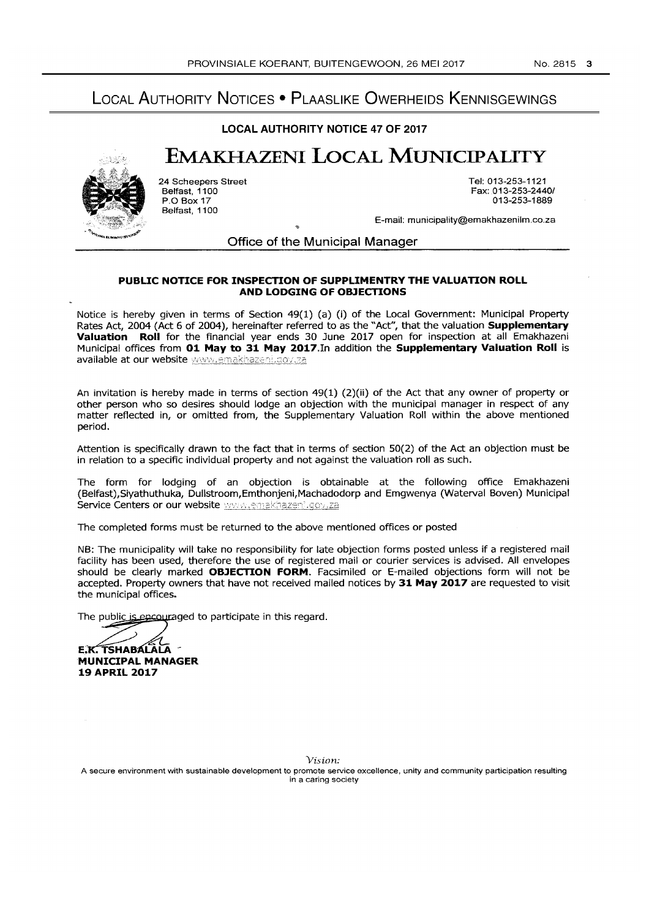# LOCAL AUTHORITY NOTICES • PLAASLIKE OWERHEIDS KENNISGEWINGS

## LOCAL AUTHORITY NOTICE 47 OF 2017

# EMAKHAZENI LOCAL MUNICIPALITY

24 Scheepers Street
Belfast, 1100
P.O Box 17
Belfast, 1100

Tel: 013-253-1121
Fax: 013-253-2440/
013-253-1889

E-mail: municipality@emakhazenilm.co.za

Office of the Municipal Manager

### PUBLIC NOTICE FOR INSPECTION OF SUPPLIMENTRY THE VALUATION ROLL AND LODGING OF OBJECTIONS

Notice is hereby given in terms of Section 49(1) (a) (i) of the Local Government: Municipal Property Rates Act, 2004 (Act 6 of 2004), hereinafter referred to as the "Act", that the valuation **Supplementary Valuation Roll** for the financial year ends 30 June 2017 open for inspection at all Emakhazeni Municipal offices from **01 May to 31 May 2017**.In addition the **Supplementary Valuation Roll** is available at our website www.emakhazeni.gov.za

An invitation is hereby made in terms of section 49(1) (2)(ii) of the Act that any owner of property or other person who so desires should lodge an objection with the municipal manager in respect of any matter reflected in, or omitted from, the Supplementary Valuation Roll within the above mentioned period.

Attention is specifically drawn to the fact that in terms of section 50(2) of the Act an objection must be in relation to a specific individual property and not against the valuation roll as such.

The form for lodging of an objection is obtainable at the following office Emakhazeni (Belfast),Siyathuthuka, Dullstroom,Emthonjeni,Machadodorp and Emgwenya (Waterval Boven) Municipal Service Centers or our website www.emakhazeni.gov.za

The completed forms must be returned to the above mentioned offices or posted

NB: The municipality will take no responsibility for late objection forms posted unless if a registered mail facility has been used, therefore the use of registered mail or courier services is advised. All envelopes should be clearly marked **OBJECTION FORM**. Facsimiled or E-mailed objections form will not be accepted. Property owners that have not received mailed notices by **31 May 2017** are requested to visit the municipal offices.

The public is encouraged to participate in this regard.

**E.K. TSHABALALA**
**MUNICIPAL MANAGER**
**19 APRIL 2017**

*Vision:*
A secure environment with sustainable development to promote service excellence, unity and community participation resulting in a caring society